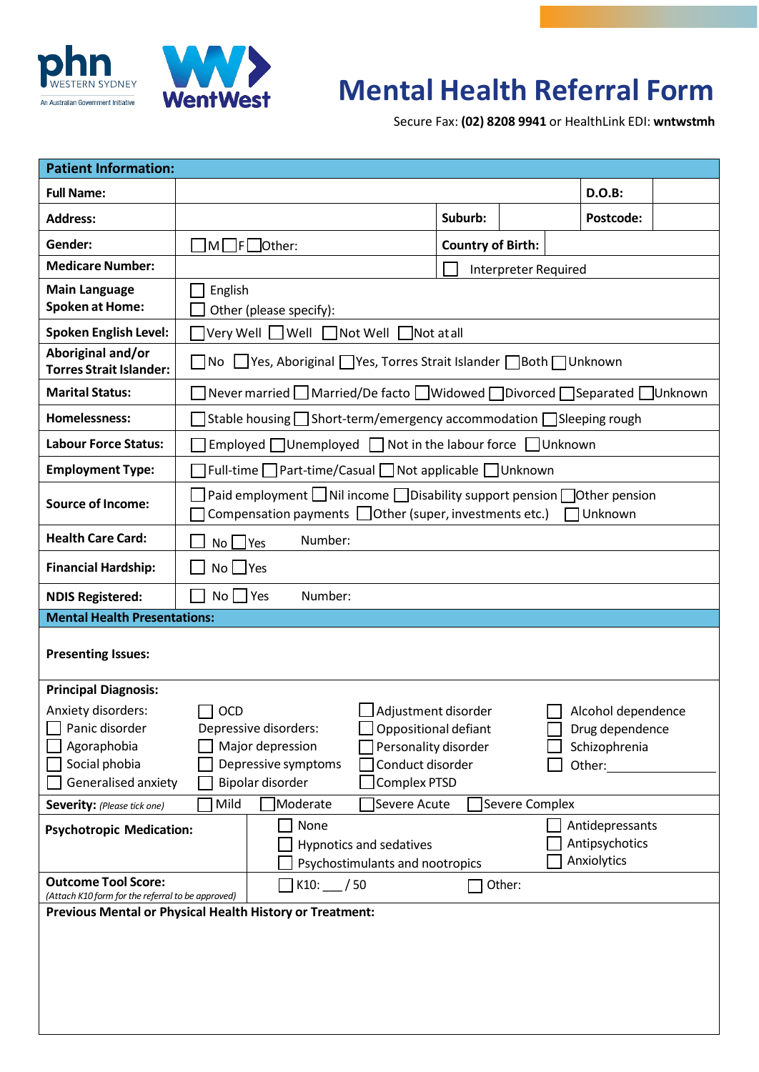phn WESTERN SYDNEY
An Australian Government Initiative

WentWest

# Mental Health Referral Form

Secure Fax: **(02) 8208 9941** or HealthLink EDI: **wntwstmh**

| **Patient Information:** | | | | | |
|---|---|---|---|---|---|
| **Full Name:** | | | | **D.O.B:** | |
| **Address:** | | **Suburb:** | | **Postcode:** | |
| **Gender:** | ☐ M ☐ F ☐ Other: | **Country of Birth:** | | | |
| **Medicare Number:** | | ☐ Interpreter Required | | | |
| **Main Language Spoken at Home:** | ☐ English<br>☐ Other (please specify): | | | | |
| **Spoken English Level:** | ☐ Very Well ☐ Well ☐ Not Well ☐ Not at all | | | | |
| **Aboriginal and/or Torres Strait Islander:** | ☐ No ☐ Yes, Aboriginal ☐ Yes, Torres Strait Islander ☐ Both ☐ Unknown | | | | |
| **Marital Status:** | ☐ Never married ☐ Married/De facto ☐ Widowed ☐ Divorced ☐ Separated ☐ Unknown | | | | |
| **Homelessness:** | ☐ Stable housing ☐ Short-term/emergency accommodation ☐ Sleeping rough | | | | |
| **Labour Force Status:** | ☐ Employed ☐ Unemployed ☐ Not in the labour force ☐ Unknown | | | | |
| **Employment Type:** | ☐ Full-time ☐ Part-time/Casual ☐ Not applicable ☐ Unknown | | | | |
| **Source of Income:** | ☐ Paid employment ☐ Nil income ☐ Disability support pension ☐ Other pension<br>☐ Compensation payments ☐ Other (super, investments etc.) ☐ Unknown | | | | |
| **Health Care Card:** | ☐ No ☐ Yes Number: | | | | |
| **Financial Hardship:** | ☐ No ☐ Yes | | | | |
| **NDIS Registered:** | ☐ No ☐ Yes Number: | | | | |

## Mental Health Presentations:

**Presenting Issues:**

**Principal Diagnosis:**

| | | | |
|---|---|---|---|
| Anxiety disorders: | ☐ OCD | ☐ Adjustment disorder | ☐ Alcohol dependence |
| ☐ Panic disorder | Depressive disorders: | ☐ Oppositional defiant | ☐ Drug dependence |
| ☐ Agoraphobia | ☐ Major depression | ☐ Personality disorder | ☐ Schizophrenia |
| ☐ Social phobia | ☐ Depressive symptoms | ☐ Conduct disorder | ☐ Other: ________ |
| ☐ Generalised anxiety | ☐ Bipolar disorder | ☐ Complex PTSD | |

**Severity:** *(Please tick one)* ☐ Mild ☐ Moderate ☐ Severe Acute ☐ Severe Complex

| | | |
|---|---|---|
| **Psychotropic Medication:** | ☐ None<br>☐ Hypnotics and sedatives<br>☐ Psychostimulants and nootropics | ☐ Antidepressants<br>☐ Antipsychotics<br>☐ Anxiolytics |
| **Outcome Tool Score:**<br>*(Attach K10 form for the referral to be approved)* | ☐ K10: ___ / 50 | ☐ Other: |

**Previous Mental or Physical Health History or Treatment:**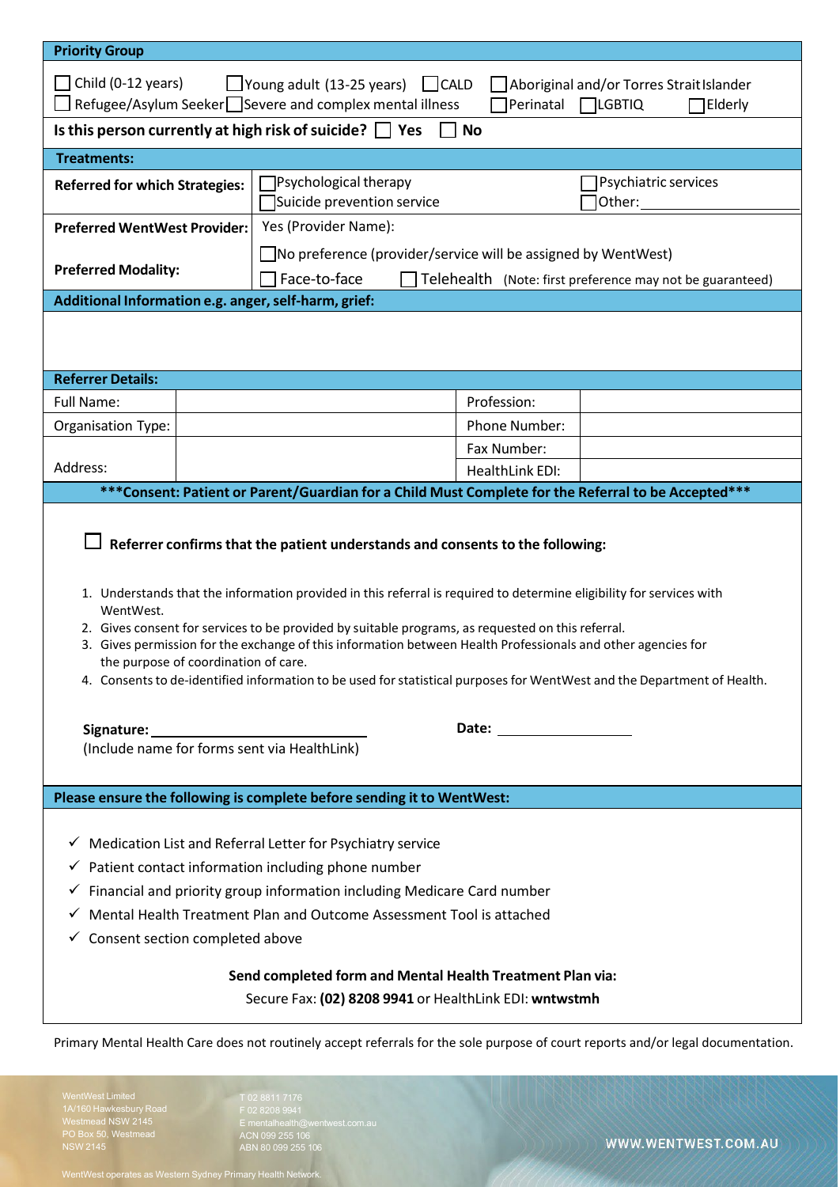**Priority Group**

☐ Child (0-12 years) ☐ Young adult (13-25 years) ☐ CALD ☐ Aboriginal and/or Torres Strait Islander
☐ Refugee/Asylum Seeker ☐ Severe and complex mental illness ☐ Perinatal ☐ LGBTIQ ☐ Elderly

**Is this person currently at high risk of suicide?** ☐ **Yes** ☐ **No**

**Treatments:**

| | |
|---|---|
| **Referred for which Strategies:** | ☐ Psychological therapy ☐ Psychiatric services<br>☐ Suicide prevention service ☐ Other: |
| **Preferred WentWest Provider:** | Yes (Provider Name): |
| **Preferred Modality:** | ☐ No preference (provider/service will be assigned by WentWest)<br>☐ Face-to-face ☐ Telehealth (Note: first preference may not be guaranteed) |

**Additional Information e.g. anger, self-harm, grief:**

**Referrer Details:**

| | | | |
|---|---|---|---|
| Full Name: | | Profession: | |
| Organisation Type: | | Phone Number: | |
| Address: | | Fax Number: | |
| | | HealthLink EDI: | |

**\*\*\*Consent: Patient or Parent/Guardian for a Child Must Complete for the Referral to be Accepted\*\*\***

☐ **Referrer confirms that the patient understands and consents to the following:**

1. Understands that the information provided in this referral is required to determine eligibility for services with WentWest.
2. Gives consent for services to be provided by suitable programs, as requested on this referral.
3. Gives permission for the exchange of this information between Health Professionals and other agencies for the purpose of coordination of care.
4. Consents to de-identified information to be used for statistical purposes for WentWest and the Department of Health.

**Signature:** ______________________ **Date:** ______________
(Include name for forms sent via HealthLink)

**Please ensure the following is complete before sending it to WentWest:**

- ✓ Medication List and Referral Letter for Psychiatry service
- ✓ Patient contact information including phone number
- ✓ Financial and priority group information including Medicare Card number
- ✓ Mental Health Treatment Plan and Outcome Assessment Tool is attached
- ✓ Consent section completed above

**Send completed form and Mental Health Treatment Plan via:**
Secure Fax: **(02) 8208 9941** or HealthLink EDI: **wntwstmh**

Primary Mental Health Care does not routinely accept referrals for the sole purpose of court reports and/or legal documentation.

WentWest Limited
1A/160 Hawkesbury Road
Westmead NSW 2145
PO Box 50, Westmead
NSW 2145

T 02 8811 7176
F 02 8208 9941
E mentalhealth@wentwest.com.au
ACN 099 255 106
ABN 80 099 255 106

WWW.WENTWEST.COM.AU

WentWest operates as Western Sydney Primary Health Network.